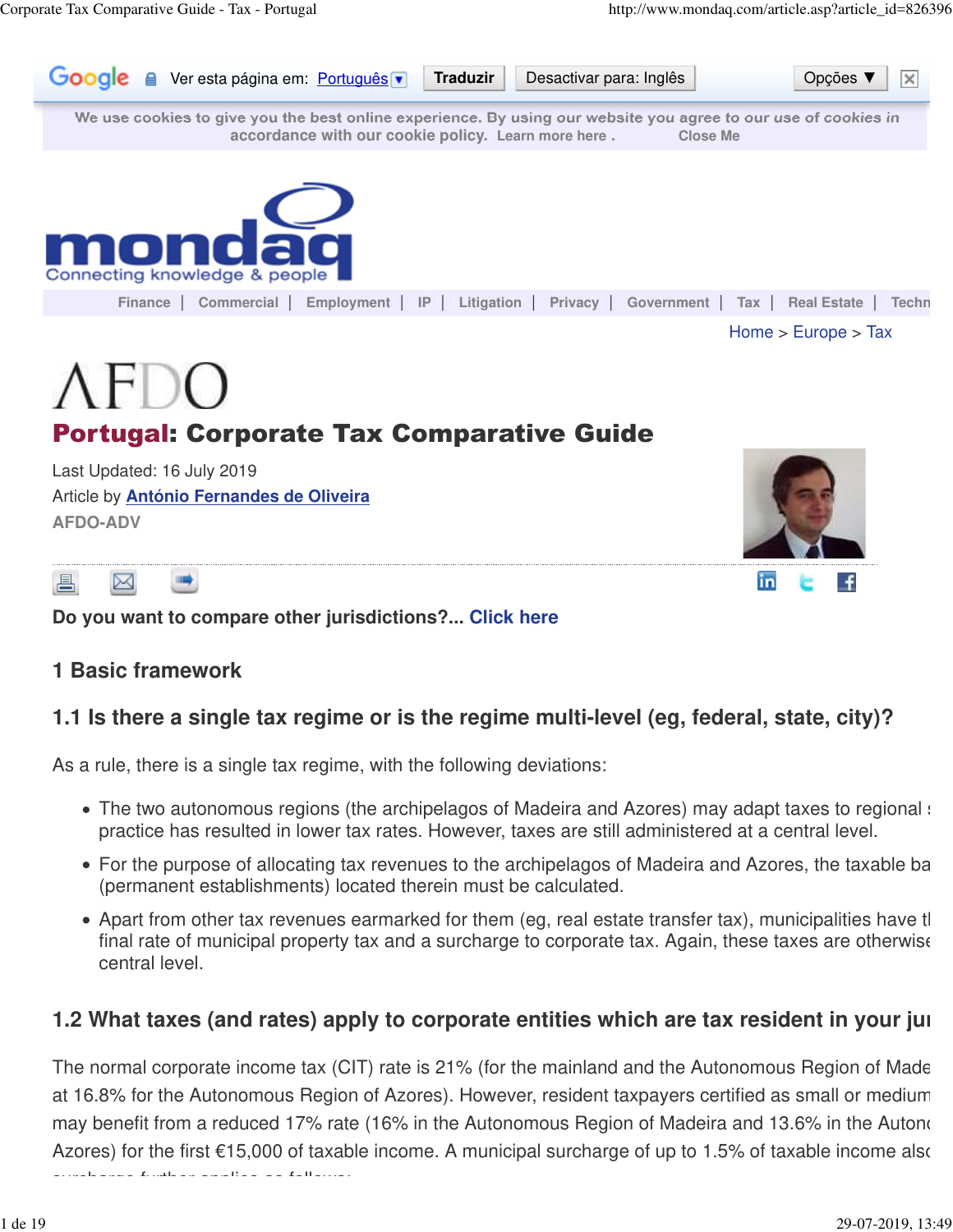Google Ver esta página em: Português Traduzir Desactivar para: Inglês Opções

We use cookies to give you the best online experience. By using our website you agree to our use of cookies in accordance with our cookie policy. Learn more here . Close Me

Finance | Commercial | Employment | IP | Litigation | Privacy | Government | Tax | Real Estate | Techn

Home > Europe > Tax

# Portugal: Corporate Tax Comparative Guide

Last Updated: 16 July 2019
Article by **António Fernandes de Oliveira**
**AFDO-ADV**

**Do you want to compare other jurisdictions?... Click here**

## 1 Basic framework

### 1.1 Is there a single tax regime or is the regime multi-level (eg, federal, state, city)?

As a rule, there is a single tax regime, with the following deviations:

- The two autonomous regions (the archipelagos of Madeira and Azores) may adapt taxes to regional s practice has resulted in lower tax rates. However, taxes are still administered at a central level.
- For the purpose of allocating tax revenues to the archipelagos of Madeira and Azores, the taxable ba (permanent establishments) located therein must be calculated.
- Apart from other tax revenues earmarked for them (eg, real estate transfer tax), municipalities have tl final rate of municipal property tax and a surcharge to corporate tax. Again, these taxes are otherwise central level.

### 1.2 What taxes (and rates) apply to corporate entities which are tax resident in your jur

The normal corporate income tax (CIT) rate is 21% (for the mainland and the Autonomous Region of Made at 16.8% for the Autonomous Region of Azores). However, resident taxpayers certified as small or medium may benefit from a reduced 17% rate (16% in the Autonomous Region of Madeira and 13.6% in the Autono Azores) for the first €15,000 of taxable income. A municipal surcharge of up to 1.5% of taxable income also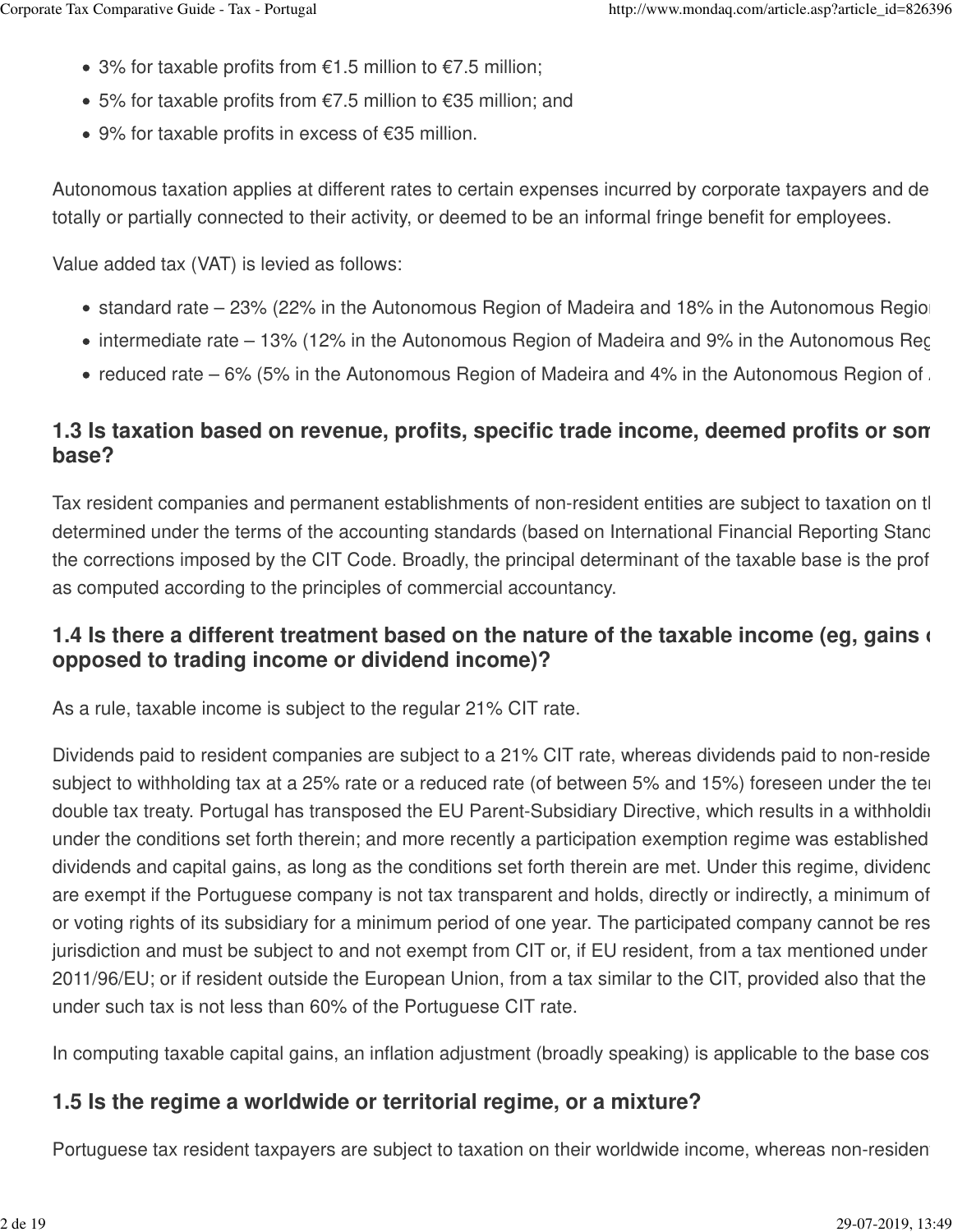- 3% for taxable profits from €1.5 million to €7.5 million;
- 5% for taxable profits from €7.5 million to €35 million; and
- 9% for taxable profits in excess of €35 million.

Autonomous taxation applies at different rates to certain expenses incurred by corporate taxpayers and de totally or partially connected to their activity, or deemed to be an informal fringe benefit for employees.

Value added tax (VAT) is levied as follows:

- standard rate – 23% (22% in the Autonomous Region of Madeira and 18% in the Autonomous Regio
- intermediate rate – 13% (12% in the Autonomous Region of Madeira and 9% in the Autonomous Reg
- reduced rate – 6% (5% in the Autonomous Region of Madeira and 4% in the Autonomous Region of

## 1.3 Is taxation based on revenue, profits, specific trade income, deemed profits or som base?

Tax resident companies and permanent establishments of non-resident entities are subject to taxation on t determined under the terms of the accounting standards (based on International Financial Reporting Stand the corrections imposed by the CIT Code. Broadly, the principal determinant of the taxable base is the prof as computed according to the principles of commercial accountancy.

## 1.4 Is there a different treatment based on the nature of the taxable income (eg, gains opposed to trading income or dividend income)?

As a rule, taxable income is subject to the regular 21% CIT rate.

Dividends paid to resident companies are subject to a 21% CIT rate, whereas dividends paid to non-reside subject to withholding tax at a 25% rate or a reduced rate (of between 5% and 15%) foreseen under the te double tax treaty. Portugal has transposed the EU Parent-Subsidiary Directive, which results in a withholdi under the conditions set forth therein; and more recently a participation exemption regime was established dividends and capital gains, as long as the conditions set forth therein are met. Under this regime, dividen are exempt if the Portuguese company is not tax transparent and holds, directly or indirectly, a minimum of or voting rights of its subsidiary for a minimum period of one year. The participated company cannot be res jurisdiction and must be subject to and not exempt from CIT or, if EU resident, from a tax mentioned under 2011/96/EU; or if resident outside the European Union, from a tax similar to the CIT, provided also that the under such tax is not less than 60% of the Portuguese CIT rate.

In computing taxable capital gains, an inflation adjustment (broadly speaking) is applicable to the base cos

## 1.5 Is the regime a worldwide or territorial regime, or a mixture?

Portuguese tax resident taxpayers are subject to taxation on their worldwide income, whereas non-residen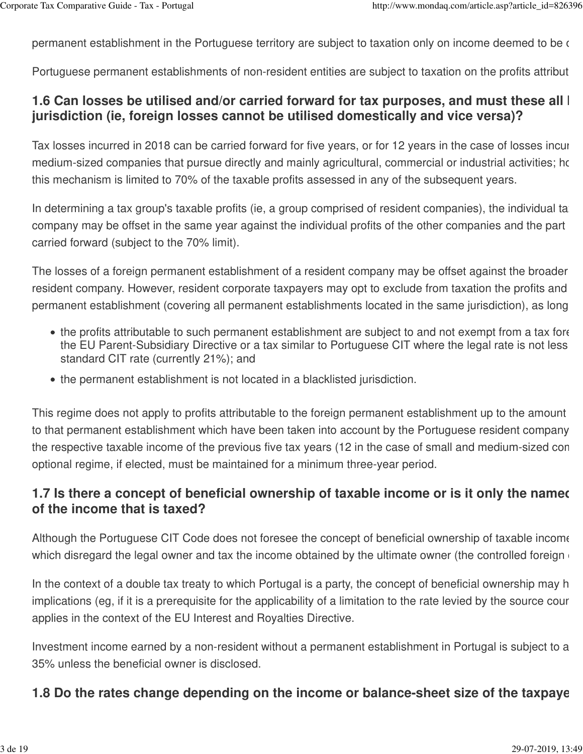permanent establishment in the Portuguese territory are subject to taxation only on income deemed to be c

Portuguese permanent establishments of non-resident entities are subject to taxation on the profits attribut

## 1.6 Can losses be utilised and/or carried forward for tax purposes, and must these all l jurisdiction (ie, foreign losses cannot be utilised domestically and vice versa)?

Tax losses incurred in 2018 can be carried forward for five years, or for 12 years in the case of losses incur medium-sized companies that pursue directly and mainly agricultural, commercial or industrial activities; ho this mechanism is limited to 70% of the taxable profits assessed in any of the subsequent years.

In determining a tax group's taxable profits (ie, a group comprised of resident companies), the individual ta company may be offset in the same year against the individual profits of the other companies and the part carried forward (subject to the 70% limit).

The losses of a foreign permanent establishment of a resident company may be offset against the broader resident company. However, resident corporate taxpayers may opt to exclude from taxation the profits and permanent establishment (covering all permanent establishments located in the same jurisdiction), as long

- the profits attributable to such permanent establishment are subject to and not exempt from a tax fore the EU Parent-Subsidiary Directive or a tax similar to Portuguese CIT where the legal rate is not less standard CIT rate (currently 21%); and
- the permanent establishment is not located in a blacklisted jurisdiction.

This regime does not apply to profits attributable to the foreign permanent establishment up to the amount to that permanent establishment which have been taken into account by the Portuguese resident company the respective taxable income of the previous five tax years (12 in the case of small and medium-sized con optional regime, if elected, must be maintained for a minimum three-year period.

## 1.7 Is there a concept of beneficial ownership of taxable income or is it only the namec of the income that is taxed?

Although the Portuguese CIT Code does not foresee the concept of beneficial ownership of taxable income which disregard the legal owner and tax the income obtained by the ultimate owner (the controlled foreign c

In the context of a double tax treaty to which Portugal is a party, the concept of beneficial ownership may h implications (eg, if it is a prerequisite for the applicability of a limitation to the rate levied by the source cour applies in the context of the EU Interest and Royalties Directive.

Investment income earned by a non-resident without a permanent establishment in Portugal is subject to a 35% unless the beneficial owner is disclosed.

## 1.8 Do the rates change depending on the income or balance-sheet size of the taxpaye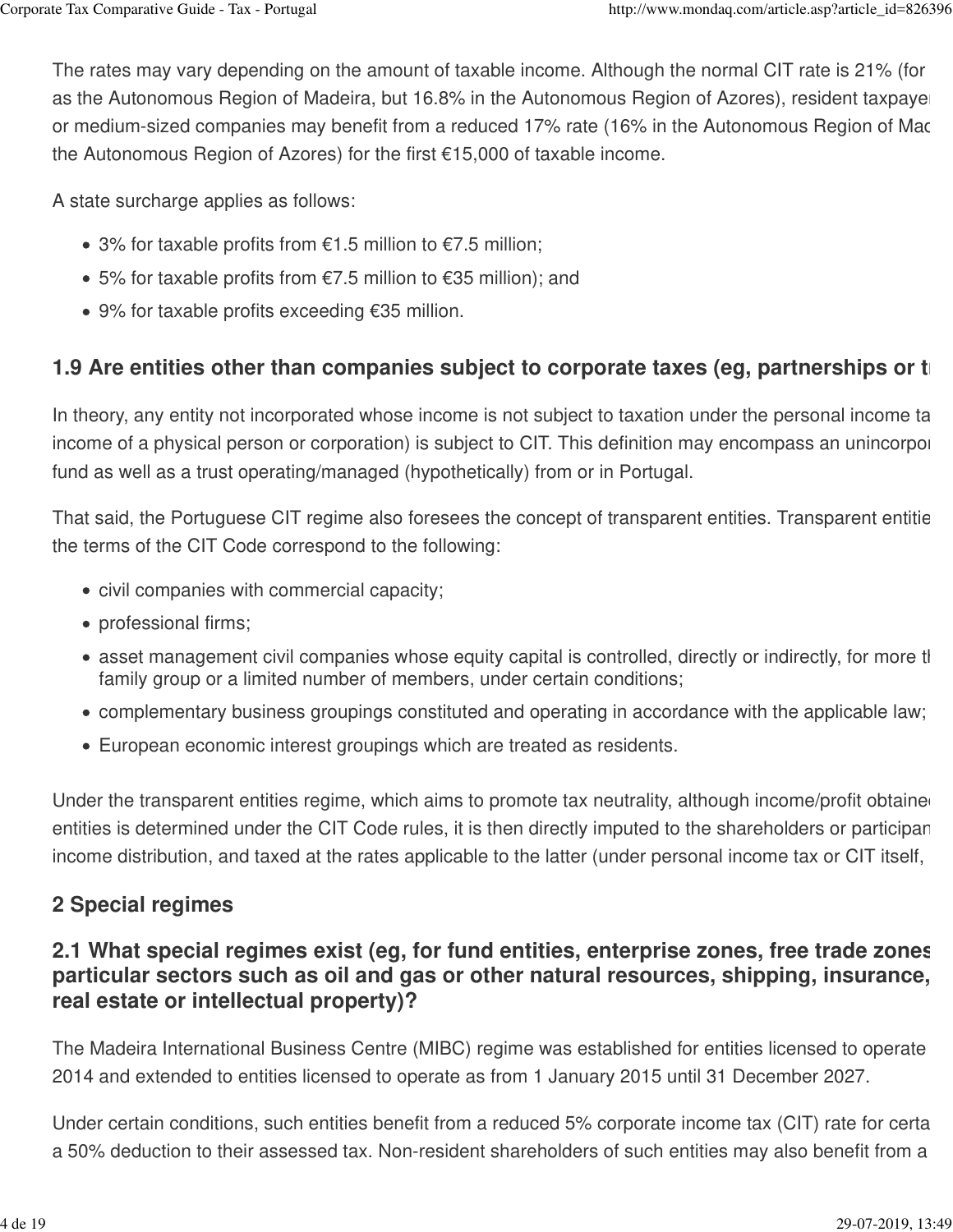The rates may vary depending on the amount of taxable income. Although the normal CIT rate is 21% (for as the Autonomous Region of Madeira, but 16.8% in the Autonomous Region of Azores), resident taxpaye or medium-sized companies may benefit from a reduced 17% rate (16% in the Autonomous Region of Mac the Autonomous Region of Azores) for the first €15,000 of taxable income.

A state surcharge applies as follows:

- 3% for taxable profits from €1.5 million to €7.5 million;
- 5% for taxable profits from €7.5 million to €35 million); and
- 9% for taxable profits exceeding €35 million.

### 1.9 Are entities other than companies subject to corporate taxes (eg, partnerships or t

In theory, any entity not incorporated whose income is not subject to taxation under the personal income ta income of a physical person or corporation) is subject to CIT. This definition may encompass an unincorpo fund as well as a trust operating/managed (hypothetically) from or in Portugal.

That said, the Portuguese CIT regime also foresees the concept of transparent entities. Transparent entitie the terms of the CIT Code correspond to the following:

- civil companies with commercial capacity;
- professional firms;
- asset management civil companies whose equity capital is controlled, directly or indirectly, for more t family group or a limited number of members, under certain conditions;
- complementary business groupings constituted and operating in accordance with the applicable law;
- European economic interest groupings which are treated as residents.

Under the transparent entities regime, which aims to promote tax neutrality, although income/profit obtaine entities is determined under the CIT Code rules, it is then directly imputed to the shareholders or participan income distribution, and taxed at the rates applicable to the latter (under personal income tax or CIT itself,

## 2 Special regimes

### 2.1 What special regimes exist (eg, for fund entities, enterprise zones, free trade zones particular sectors such as oil and gas or other natural resources, shipping, insurance, real estate or intellectual property)?

The Madeira International Business Centre (MIBC) regime was established for entities licensed to operate 2014 and extended to entities licensed to operate as from 1 January 2015 until 31 December 2027.

Under certain conditions, such entities benefit from a reduced 5% corporate income tax (CIT) rate for certa a 50% deduction to their assessed tax. Non-resident shareholders of such entities may also benefit from a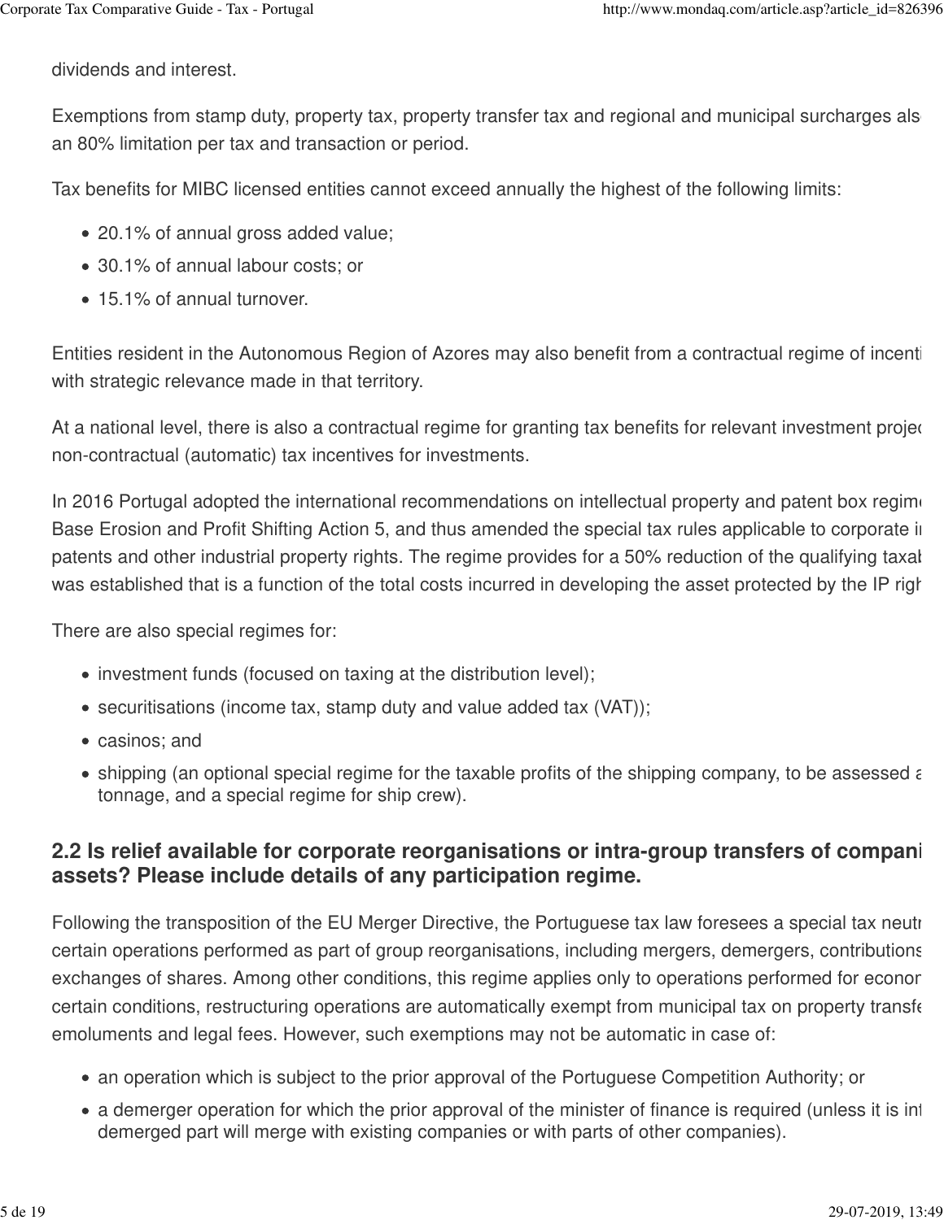dividends and interest.

Exemptions from stamp duty, property tax, property transfer tax and regional and municipal surcharges als an 80% limitation per tax and transaction or period.

Tax benefits for MIBC licensed entities cannot exceed annually the highest of the following limits:

- 20.1% of annual gross added value;
- 30.1% of annual labour costs; or
- 15.1% of annual turnover.

Entities resident in the Autonomous Region of Azores may also benefit from a contractual regime of incenti with strategic relevance made in that territory.

At a national level, there is also a contractual regime for granting tax benefits for relevant investment projec non-contractual (automatic) tax incentives for investments.

In 2016 Portugal adopted the international recommendations on intellectual property and patent box regime Base Erosion and Profit Shifting Action 5, and thus amended the special tax rules applicable to corporate in patents and other industrial property rights. The regime provides for a 50% reduction of the qualifying taxab was established that is a function of the total costs incurred in developing the asset protected by the IP righ

There are also special regimes for:

- investment funds (focused on taxing at the distribution level);
- securitisations (income tax, stamp duty and value added tax (VAT));
- casinos; and
- shipping (an optional special regime for the taxable profits of the shipping company, to be assessed a tonnage, and a special regime for ship crew).

## 2.2 Is relief available for corporate reorganisations or intra-group transfers of compani assets? Please include details of any participation regime.

Following the transposition of the EU Merger Directive, the Portuguese tax law foresees a special tax neutr certain operations performed as part of group reorganisations, including mergers, demergers, contributions exchanges of shares. Among other conditions, this regime applies only to operations performed for econor certain conditions, restructuring operations are automatically exempt from municipal tax on property transfe emoluments and legal fees. However, such exemptions may not be automatic in case of:

- an operation which is subject to the prior approval of the Portuguese Competition Authority; or
- a demerger operation for which the prior approval of the minister of finance is required (unless it is int demerged part will merge with existing companies or with parts of other companies).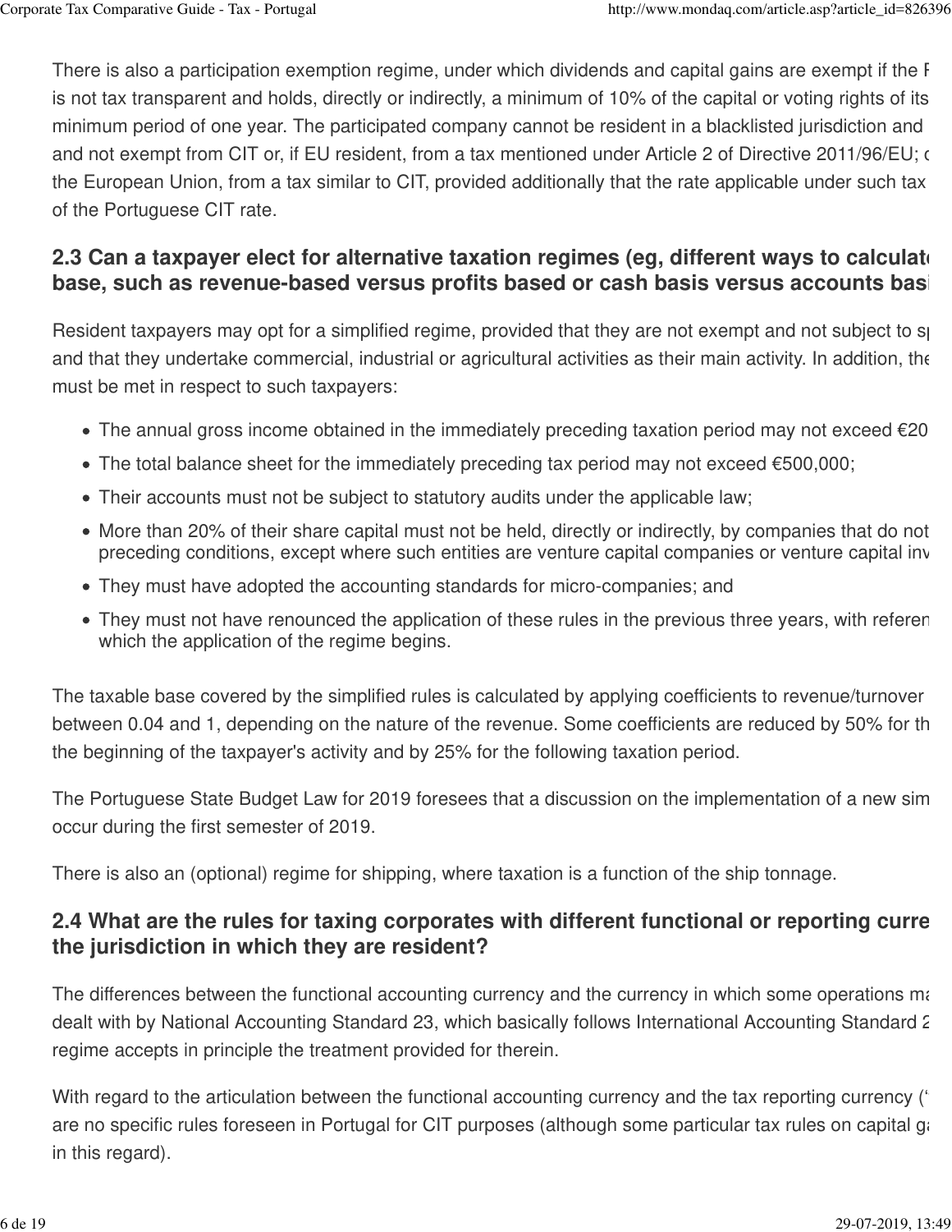There is also a participation exemption regime, under which dividends and capital gains are exempt if the F is not tax transparent and holds, directly or indirectly, a minimum of 10% of the capital or voting rights of its minimum period of one year. The participated company cannot be resident in a blacklisted jurisdiction and and not exempt from CIT or, if EU resident, from a tax mentioned under Article 2 of Directive 2011/96/EU; c the European Union, from a tax similar to CIT, provided additionally that the rate applicable under such tax of the Portuguese CIT rate.

## 2.3 Can a taxpayer elect for alternative taxation regimes (eg, different ways to calculat base, such as revenue-based versus profits based or cash basis versus accounts basi

Resident taxpayers may opt for a simplified regime, provided that they are not exempt and not subject to sp and that they undertake commercial, industrial or agricultural activities as their main activity. In addition, the must be met in respect to such taxpayers:

- The annual gross income obtained in the immediately preceding taxation period may not exceed €20
- The total balance sheet for the immediately preceding tax period may not exceed €500,000;
- Their accounts must not be subject to statutory audits under the applicable law;
- More than 20% of their share capital must not be held, directly or indirectly, by companies that do not preceding conditions, except where such entities are venture capital companies or venture capital inv
- They must have adopted the accounting standards for micro-companies; and
- They must not have renounced the application of these rules in the previous three years, with referen which the application of the regime begins.

The taxable base covered by the simplified rules is calculated by applying coefficients to revenue/turnover between 0.04 and 1, depending on the nature of the revenue. Some coefficients are reduced by 50% for th the beginning of the taxpayer's activity and by 25% for the following taxation period.

The Portuguese State Budget Law for 2019 foresees that a discussion on the implementation of a new sim occur during the first semester of 2019.

There is also an (optional) regime for shipping, where taxation is a function of the ship tonnage.

## 2.4 What are the rules for taxing corporates with different functional or reporting curre the jurisdiction in which they are resident?

The differences between the functional accounting currency and the currency in which some operations ma dealt with by National Accounting Standard 23, which basically follows International Accounting Standard 2 regime accepts in principle the treatment provided for therein.

With regard to the articulation between the functional accounting currency and the tax reporting currency (' are no specific rules foreseen in Portugal for CIT purposes (although some particular tax rules on capital ga in this regard).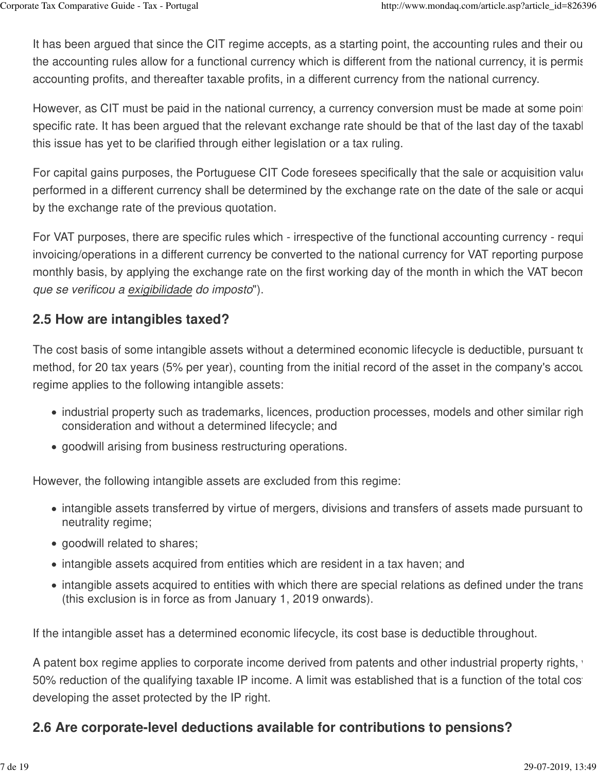It has been argued that since the CIT regime accepts, as a starting point, the accounting rules and their ou the accounting rules allow for a functional currency which is different from the national currency, it is permis accounting profits, and thereafter taxable profits, in a different currency from the national currency.

However, as CIT must be paid in the national currency, a currency conversion must be made at some point specific rate. It has been argued that the relevant exchange rate should be that of the last day of the taxabl this issue has yet to be clarified through either legislation or a tax ruling.

For capital gains purposes, the Portuguese CIT Code foresees specifically that the sale or acquisition valu performed in a different currency shall be determined by the exchange rate on the date of the sale or acqui by the exchange rate of the previous quotation.

For VAT purposes, there are specific rules which - irrespective of the functional accounting currency - requi invoicing/operations in a different currency be converted to the national currency for VAT reporting purpose monthly basis, by applying the exchange rate on the first working day of the month in which the VAT becom *que se verificou a exigibilidade do imposto*").

## 2.5 How are intangibles taxed?

The cost basis of some intangible assets without a determined economic lifecycle is deductible, pursuant to method, for 20 tax years (5% per year), counting from the initial record of the asset in the company's accou regime applies to the following intangible assets:

- industrial property such as trademarks, licences, production processes, models and other similar righ consideration and without a determined lifecycle; and
- goodwill arising from business restructuring operations.

However, the following intangible assets are excluded from this regime:

- intangible assets transferred by virtue of mergers, divisions and transfers of assets made pursuant to neutrality regime;
- goodwill related to shares;
- intangible assets acquired from entities which are resident in a tax haven; and
- intangible assets acquired to entities with which there are special relations as defined under the trans (this exclusion is in force as from January 1, 2019 onwards).

If the intangible asset has a determined economic lifecycle, its cost base is deductible throughout.

A patent box regime applies to corporate income derived from patents and other industrial property rights, 50% reduction of the qualifying taxable IP income. A limit was established that is a function of the total cos developing the asset protected by the IP right.

## 2.6 Are corporate-level deductions available for contributions to pensions?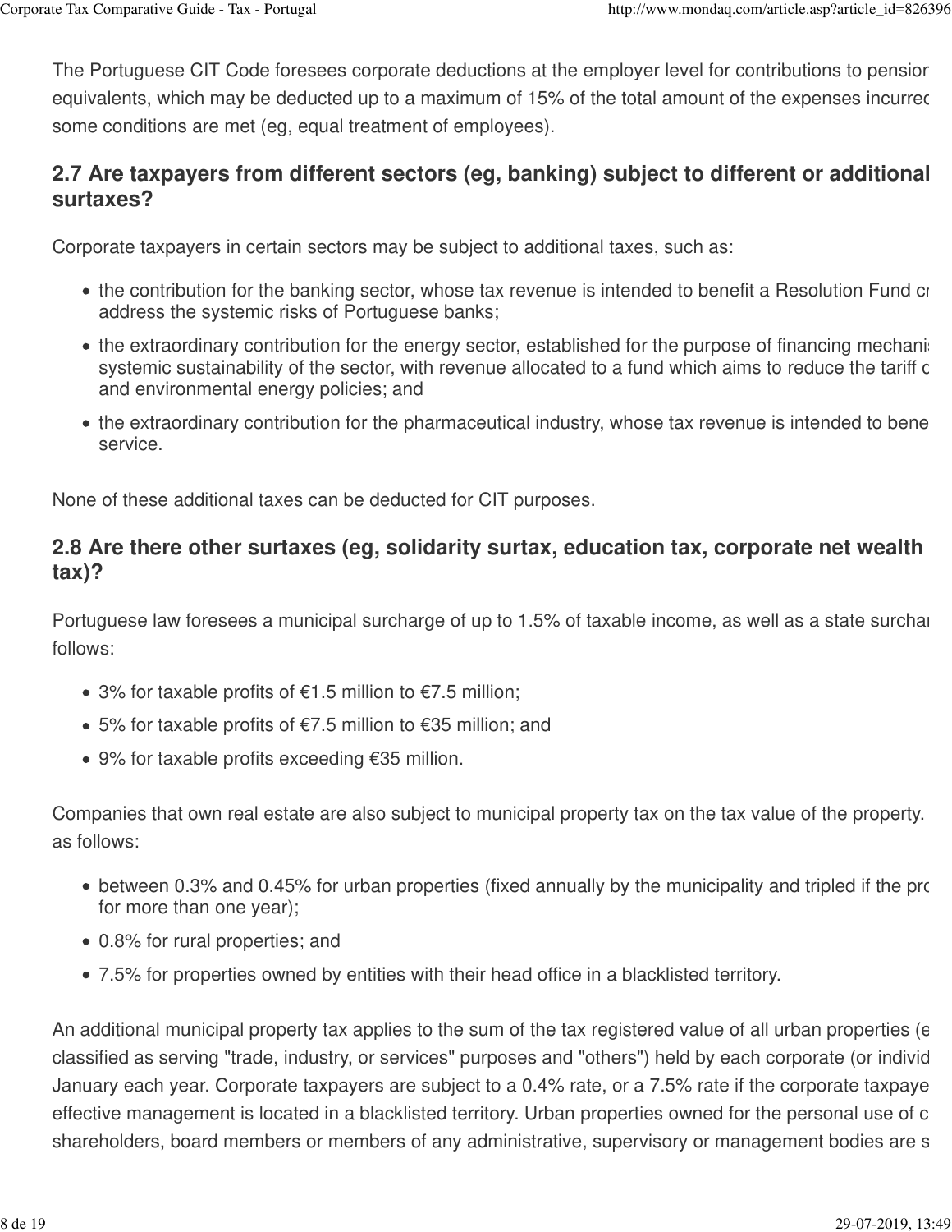The Portuguese CIT Code foresees corporate deductions at the employer level for contributions to pension equivalents, which may be deducted up to a maximum of 15% of the total amount of the expenses incurred some conditions are met (eg, equal treatment of employees).

## 2.7 Are taxpayers from different sectors (eg, banking) subject to different or additional surtaxes?

Corporate taxpayers in certain sectors may be subject to additional taxes, such as:

- the contribution for the banking sector, whose tax revenue is intended to benefit a Resolution Fund cr address the systemic risks of Portuguese banks;
- the extraordinary contribution for the energy sector, established for the purpose of financing mechanis systemic sustainability of the sector, with revenue allocated to a fund which aims to reduce the tariff d and environmental energy policies; and
- the extraordinary contribution for the pharmaceutical industry, whose tax revenue is intended to bene service.

None of these additional taxes can be deducted for CIT purposes.

## 2.8 Are there other surtaxes (eg, solidarity surtax, education tax, corporate net wealth tax)?

Portuguese law foresees a municipal surcharge of up to 1.5% of taxable income, as well as a state surchar follows:

- 3% for taxable profits of €1.5 million to €7.5 million;
- 5% for taxable profits of €7.5 million to €35 million; and
- 9% for taxable profits exceeding €35 million.

Companies that own real estate are also subject to municipal property tax on the tax value of the property. as follows:

- between 0.3% and 0.45% for urban properties (fixed annually by the municipality and tripled if the pro for more than one year);
- 0.8% for rural properties; and
- 7.5% for properties owned by entities with their head office in a blacklisted territory.

An additional municipal property tax applies to the sum of the tax registered value of all urban properties (e classified as serving "trade, industry, or services" purposes and "others") held by each corporate (or individ January each year. Corporate taxpayers are subject to a 0.4% rate, or a 7.5% rate if the corporate taxpaye effective management is located in a blacklisted territory. Urban properties owned for the personal use of c shareholders, board members or members of any administrative, supervisory or management bodies are s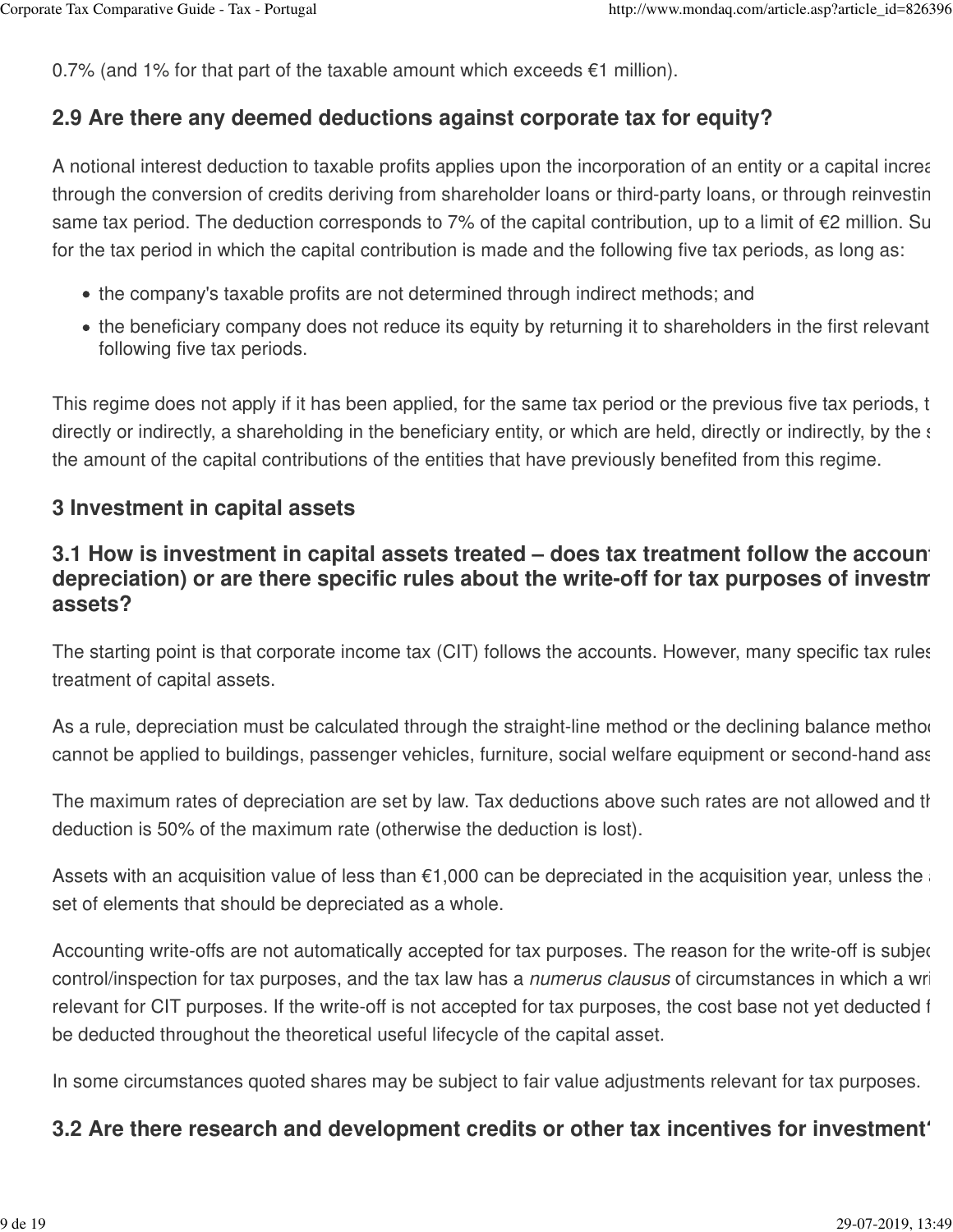0.7% (and 1% for that part of the taxable amount which exceeds €1 million).

### 2.9 Are there any deemed deductions against corporate tax for equity?

A notional interest deduction to taxable profits applies upon the incorporation of an entity or a capital increa through the conversion of credits deriving from shareholder loans or third-party loans, or through reinvestin same tax period. The deduction corresponds to 7% of the capital contribution, up to a limit of €2 million. Su for the tax period in which the capital contribution is made and the following five tax periods, as long as:

- the company's taxable profits are not determined through indirect methods; and
- the beneficiary company does not reduce its equity by returning it to shareholders in the first relevant following five tax periods.

This regime does not apply if it has been applied, for the same tax period or the previous five tax periods, t directly or indirectly, a shareholding in the beneficiary entity, or which are held, directly or indirectly, by the s the amount of the capital contributions of the entities that have previously benefited from this regime.

## 3 Investment in capital assets

### 3.1 How is investment in capital assets treated – does tax treatment follow the accoun depreciation) or are there specific rules about the write-off for tax purposes of investm assets?

The starting point is that corporate income tax (CIT) follows the accounts. However, many specific tax rules treatment of capital assets.

As a rule, depreciation must be calculated through the straight-line method or the declining balance metho cannot be applied to buildings, passenger vehicles, furniture, social welfare equipment or second-hand ass

The maximum rates of depreciation are set by law. Tax deductions above such rates are not allowed and th deduction is 50% of the maximum rate (otherwise the deduction is lost).

Assets with an acquisition value of less than €1,000 can be depreciated in the acquisition year, unless the set of elements that should be depreciated as a whole.

Accounting write-offs are not automatically accepted for tax purposes. The reason for the write-off is subje control/inspection for tax purposes, and the tax law has a *numerus clausus* of circumstances in which a wri relevant for CIT purposes. If the write-off is not accepted for tax purposes, the cost base not yet deducted f be deducted throughout the theoretical useful lifecycle of the capital asset.

In some circumstances quoted shares may be subject to fair value adjustments relevant for tax purposes.

### 3.2 Are there research and development credits or other tax incentives for investment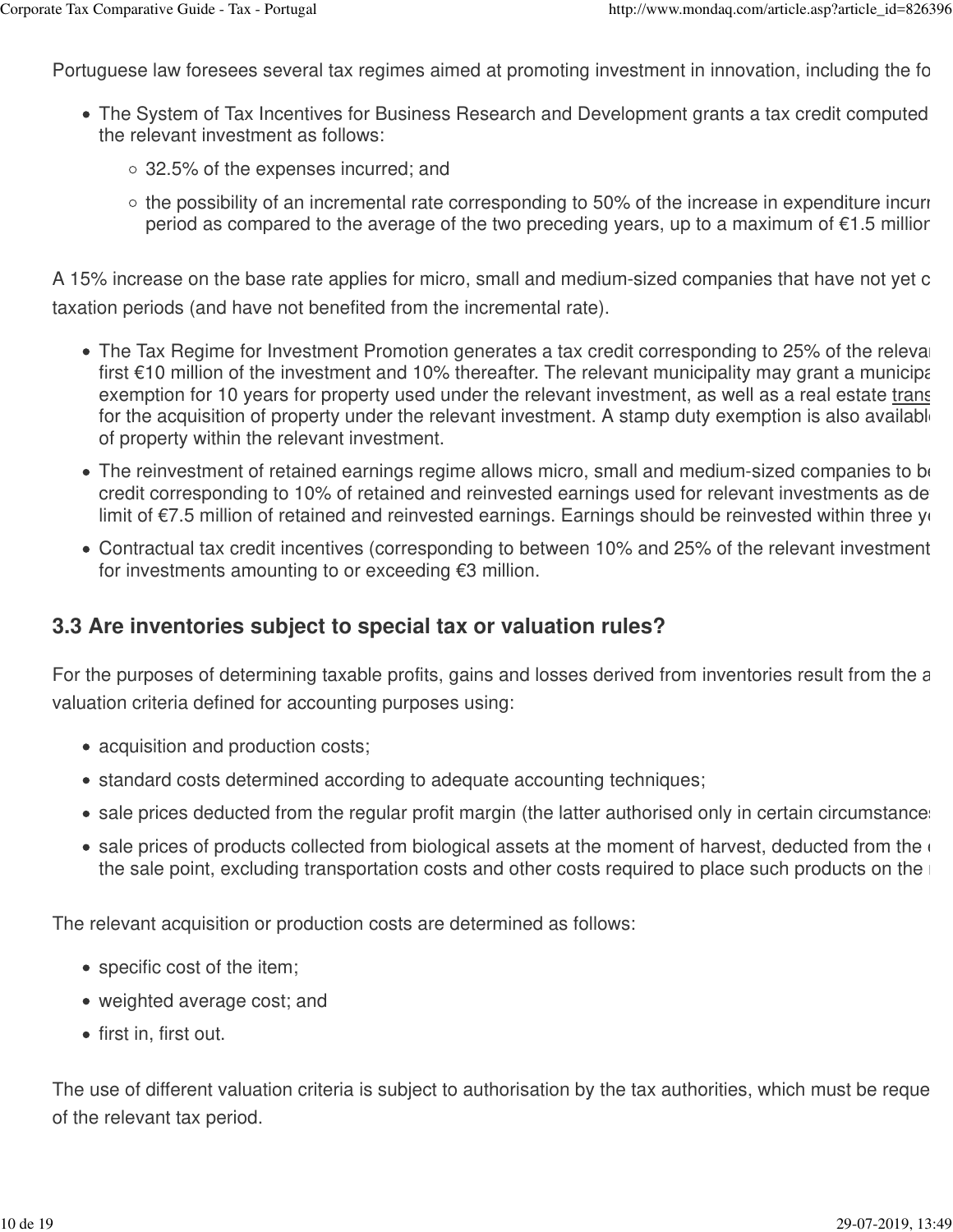Portuguese law foresees several tax regimes aimed at promoting investment in innovation, including the fo

- The System of Tax Incentives for Business Research and Development grants a tax credit computed the relevant investment as follows:
  - 32.5% of the expenses incurred; and
  - the possibility of an incremental rate corresponding to 50% of the increase in expenditure incurr period as compared to the average of the two preceding years, up to a maximum of €1.5 million

A 15% increase on the base rate applies for micro, small and medium-sized companies that have not yet c taxation periods (and have not benefited from the incremental rate).

- The Tax Regime for Investment Promotion generates a tax credit corresponding to 25% of the relevan first €10 million of the investment and 10% thereafter. The relevant municipality may grant a municipa exemption for 10 years for property used under the relevant investment, as well as a real estate trans for the acquisition of property under the relevant investment. A stamp duty exemption is also availabl of property within the relevant investment.
- The reinvestment of retained earnings regime allows micro, small and medium-sized companies to be credit corresponding to 10% of retained and reinvested earnings used for relevant investments as de limit of €7.5 million of retained and reinvested earnings. Earnings should be reinvested within three ye
- Contractual tax credit incentives (corresponding to between 10% and 25% of the relevant investment for investments amounting to or exceeding €3 million.

## 3.3 Are inventories subject to special tax or valuation rules?

For the purposes of determining taxable profits, gains and losses derived from inventories result from the a valuation criteria defined for accounting purposes using:

- acquisition and production costs;
- standard costs determined according to adequate accounting techniques;
- sale prices deducted from the regular profit margin (the latter authorised only in certain circumstances
- sale prices of products collected from biological assets at the moment of harvest, deducted from the the sale point, excluding transportation costs and other costs required to place such products on the

The relevant acquisition or production costs are determined as follows:

- specific cost of the item;
- weighted average cost; and
- first in, first out.

The use of different valuation criteria is subject to authorisation by the tax authorities, which must be reque of the relevant tax period.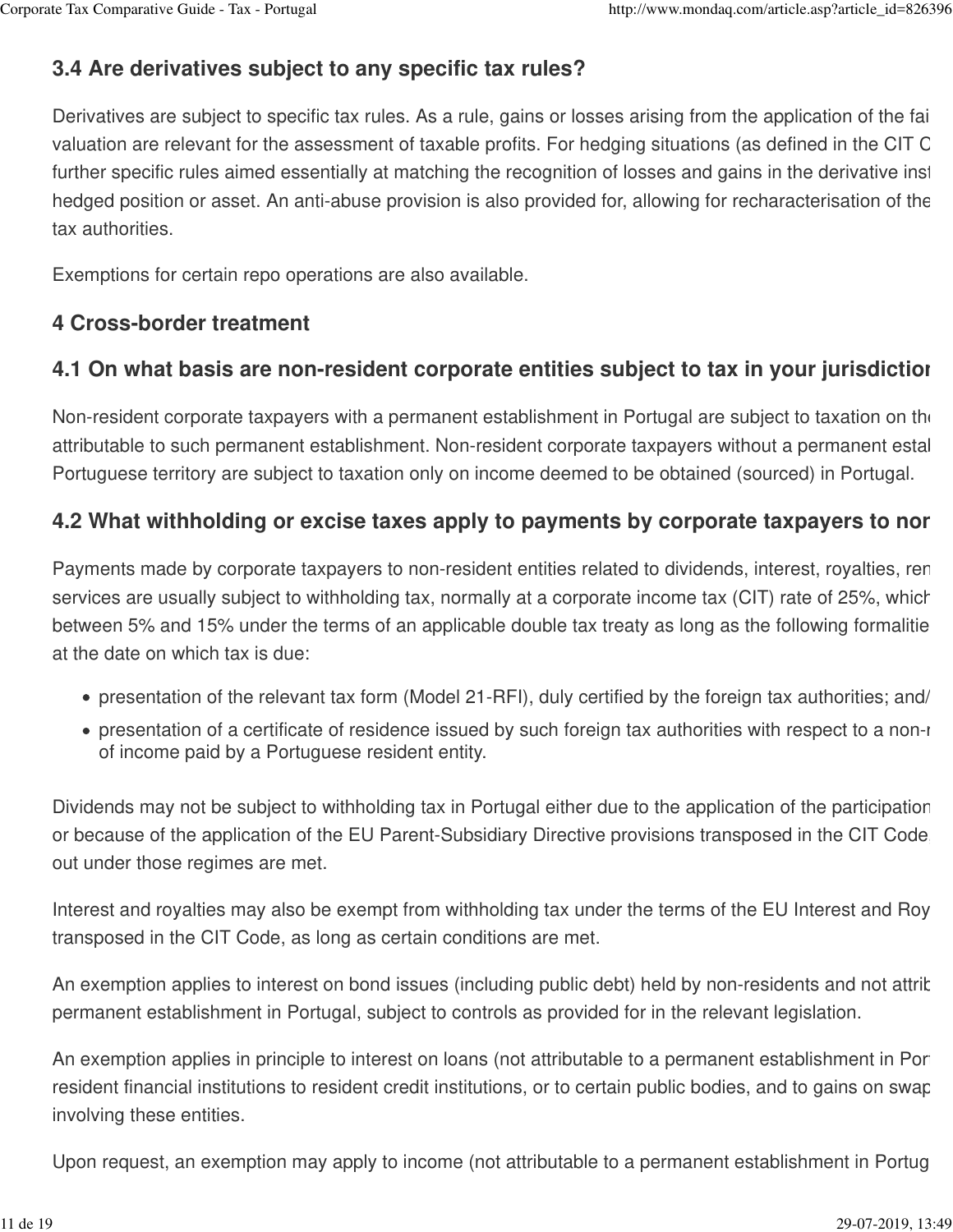## 3.4 Are derivatives subject to any specific tax rules?

Derivatives are subject to specific tax rules. As a rule, gains or losses arising from the application of the fai valuation are relevant for the assessment of taxable profits. For hedging situations (as defined in the CIT C further specific rules aimed essentially at matching the recognition of losses and gains in the derivative inst hedged position or asset. An anti-abuse provision is also provided for, allowing for recharacterisation of the tax authorities.

Exemptions for certain repo operations are also available.

## 4 Cross-border treatment

## 4.1 On what basis are non-resident corporate entities subject to tax in your jurisdiction

Non-resident corporate taxpayers with a permanent establishment in Portugal are subject to taxation on the attributable to such permanent establishment. Non-resident corporate taxpayers without a permanent estal Portuguese territory are subject to taxation only on income deemed to be obtained (sourced) in Portugal.

## 4.2 What withholding or excise taxes apply to payments by corporate taxpayers to nor

Payments made by corporate taxpayers to non-resident entities related to dividends, interest, royalties, ren services are usually subject to withholding tax, normally at a corporate income tax (CIT) rate of 25%, which between 5% and 15% under the terms of an applicable double tax treaty as long as the following formalitie at the date on which tax is due:

- presentation of the relevant tax form (Model 21-RFI), duly certified by the foreign tax authorities; and/
- presentation of a certificate of residence issued by such foreign tax authorities with respect to a non-r of income paid by a Portuguese resident entity.

Dividends may not be subject to withholding tax in Portugal either due to the application of the participation or because of the application of the EU Parent-Subsidiary Directive provisions transposed in the CIT Code out under those regimes are met.

Interest and royalties may also be exempt from withholding tax under the terms of the EU Interest and Roy transposed in the CIT Code, as long as certain conditions are met.

An exemption applies to interest on bond issues (including public debt) held by non-residents and not attrib permanent establishment in Portugal, subject to controls as provided for in the relevant legislation.

An exemption applies in principle to interest on loans (not attributable to a permanent establishment in Por resident financial institutions to resident credit institutions, or to certain public bodies, and to gains on swap involving these entities.

Upon request, an exemption may apply to income (not attributable to a permanent establishment in Portug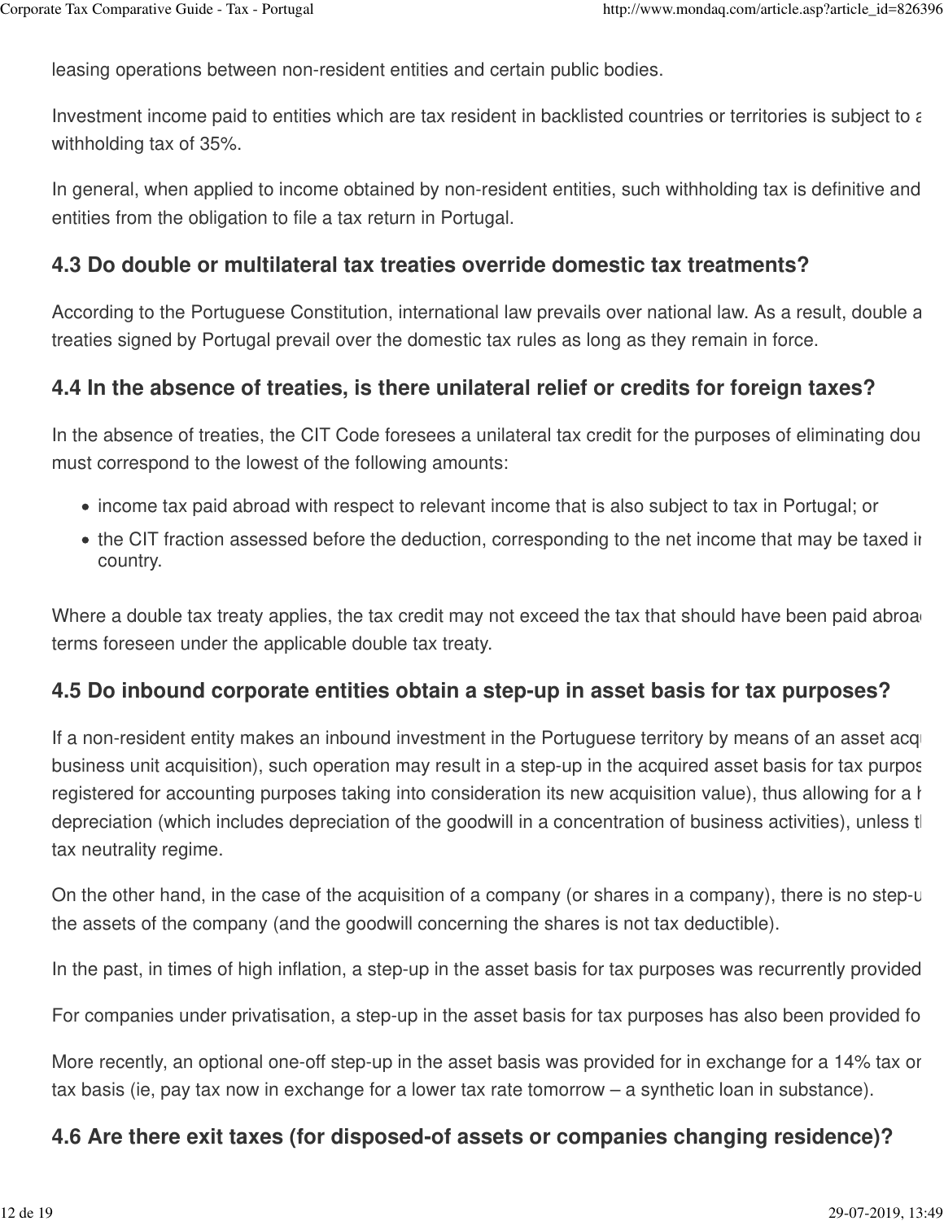leasing operations between non-resident entities and certain public bodies.

Investment income paid to entities which are tax resident in backlisted countries or territories is subject to a withholding tax of 35%.

In general, when applied to income obtained by non-resident entities, such withholding tax is definitive and entities from the obligation to file a tax return in Portugal.

### 4.3 Do double or multilateral tax treaties override domestic tax treatments?

According to the Portuguese Constitution, international law prevails over national law. As a result, double a treaties signed by Portugal prevail over the domestic tax rules as long as they remain in force.

### 4.4 In the absence of treaties, is there unilateral relief or credits for foreign taxes?

In the absence of treaties, the CIT Code foresees a unilateral tax credit for the purposes of eliminating dou must correspond to the lowest of the following amounts:

- income tax paid abroad with respect to relevant income that is also subject to tax in Portugal; or
- the CIT fraction assessed before the deduction, corresponding to the net income that may be taxed in country.

Where a double tax treaty applies, the tax credit may not exceed the tax that should have been paid abroad terms foreseen under the applicable double tax treaty.

### 4.5 Do inbound corporate entities obtain a step-up in asset basis for tax purposes?

If a non-resident entity makes an inbound investment in the Portuguese territory by means of an asset acq business unit acquisition), such operation may result in a step-up in the acquired asset basis for tax purpos registered for accounting purposes taking into consideration its new acquisition value), thus allowing for a h depreciation (which includes depreciation of the goodwill in a concentration of business activities), unless t tax neutrality regime.

On the other hand, in the case of the acquisition of a company (or shares in a company), there is no step-u the assets of the company (and the goodwill concerning the shares is not tax deductible).

In the past, in times of high inflation, a step-up in the asset basis for tax purposes was recurrently provided

For companies under privatisation, a step-up in the asset basis for tax purposes has also been provided fo

More recently, an optional one-off step-up in the asset basis was provided for in exchange for a 14% tax on tax basis (ie, pay tax now in exchange for a lower tax rate tomorrow – a synthetic loan in substance).

### 4.6 Are there exit taxes (for disposed-of assets or companies changing residence)?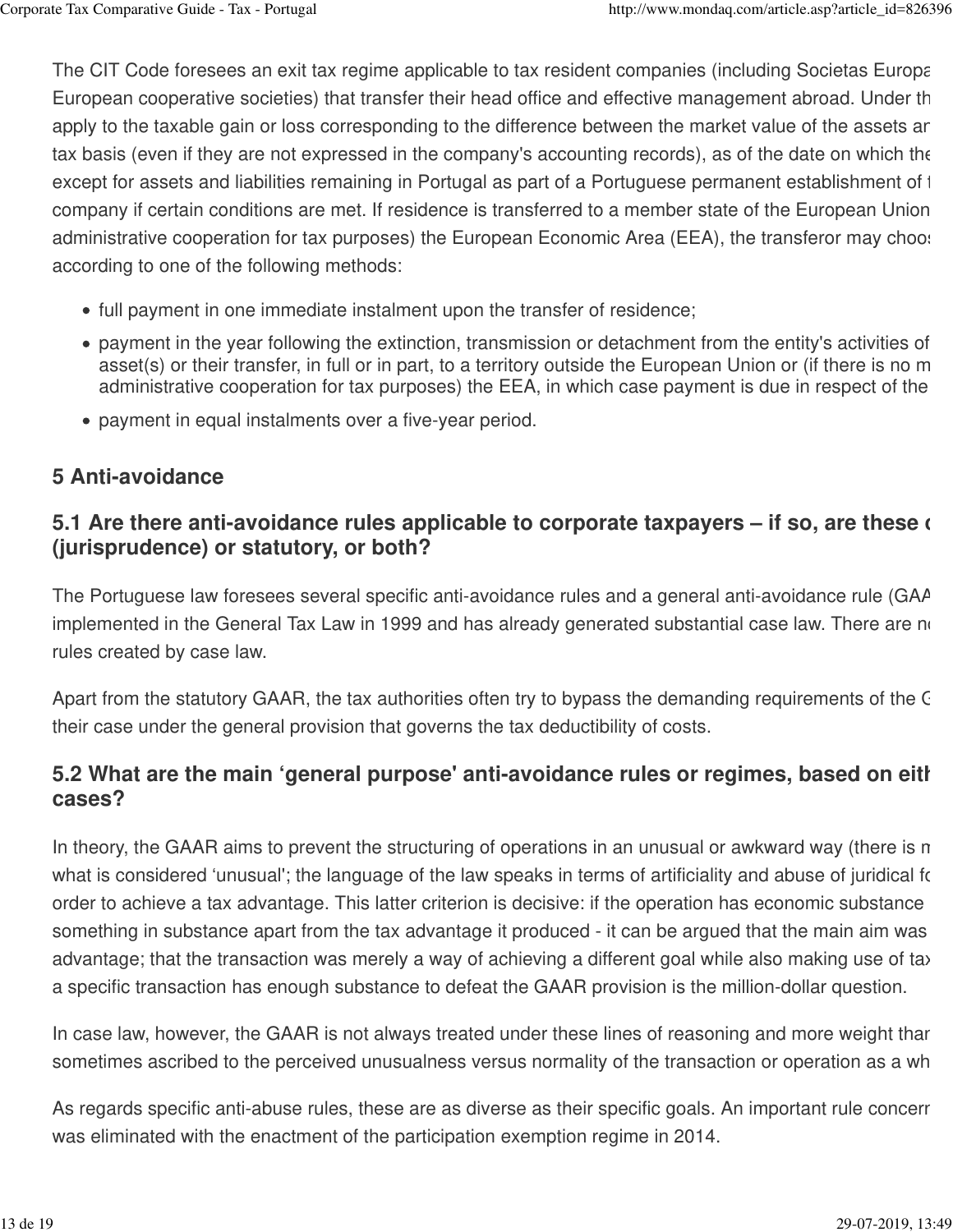The CIT Code foresees an exit tax regime applicable to tax resident companies (including Societas Europa European cooperative societies) that transfer their head office and effective management abroad. Under th apply to the taxable gain or loss corresponding to the difference between the market value of the assets ar tax basis (even if they are not expressed in the company's accounting records), as of the date on which the except for assets and liabilities remaining in Portugal as part of a Portuguese permanent establishment of t company if certain conditions are met. If residence is transferred to a member state of the European Union administrative cooperation for tax purposes) the European Economic Area (EEA), the transferor may choos according to one of the following methods:

- full payment in one immediate instalment upon the transfer of residence;
- payment in the year following the extinction, transmission or detachment from the entity's activities of asset(s) or their transfer, in full or in part, to a territory outside the European Union or (if there is no m administrative cooperation for tax purposes) the EEA, in which case payment is due in respect of the
- payment in equal instalments over a five-year period.

## 5 Anti-avoidance

### 5.1 Are there anti-avoidance rules applicable to corporate taxpayers – if so, are these c (jurisprudence) or statutory, or both?

The Portuguese law foresees several specific anti-avoidance rules and a general anti-avoidance rule (GAA implemented in the General Tax Law in 1999 and has already generated substantial case law. There are no rules created by case law.

Apart from the statutory GAAR, the tax authorities often try to bypass the demanding requirements of the G their case under the general provision that governs the tax deductibility of costs.

### 5.2 What are the main 'general purpose' anti-avoidance rules or regimes, based on eith cases?

In theory, the GAAR aims to prevent the structuring of operations in an unusual or awkward way (there is n what is considered 'unusual'; the language of the law speaks in terms of artificiality and abuse of juridical fo order to achieve a tax advantage. This latter criterion is decisive: if the operation has economic substance something in substance apart from the tax advantage it produced - it can be argued that the main aim was advantage; that the transaction was merely a way of achieving a different goal while also making use of tax a specific transaction has enough substance to defeat the GAAR provision is the million-dollar question.

In case law, however, the GAAR is not always treated under these lines of reasoning and more weight thar sometimes ascribed to the perceived unusualness versus normality of the transaction or operation as a wh

As regards specific anti-abuse rules, these are as diverse as their specific goals. An important rule concern was eliminated with the enactment of the participation exemption regime in 2014.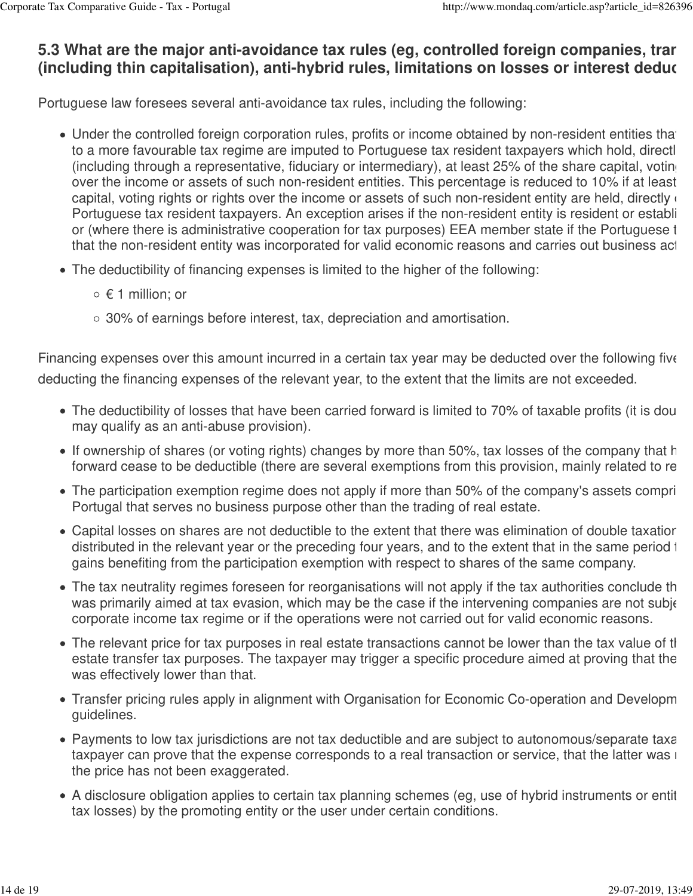### 5.3 What are the major anti-avoidance tax rules (eg, controlled foreign companies, tran (including thin capitalisation), anti-hybrid rules, limitations on losses or interest deduc

Portuguese law foresees several anti-avoidance tax rules, including the following:

- Under the controlled foreign corporation rules, profits or income obtained by non-resident entities tha to a more favourable tax regime are imputed to Portuguese tax resident taxpayers which hold, directl (including through a representative, fiduciary or intermediary), at least 25% of the share capital, votin over the income or assets of such non-resident entities. This percentage is reduced to 10% if at least capital, voting rights or rights over the income or assets of such non-resident entity are held, directly Portuguese tax resident taxpayers. An exception arises if the non-resident entity is resident or establi or (where there is administrative cooperation for tax purposes) EEA member state if the Portuguese t that the non-resident entity was incorporated for valid economic reasons and carries out business ac
- The deductibility of financing expenses is limited to the higher of the following:
  - € 1 million; or
  - 30% of earnings before interest, tax, depreciation and amortisation.

Financing expenses over this amount incurred in a certain tax year may be deducted over the following five deducting the financing expenses of the relevant year, to the extent that the limits are not exceeded.

- The deductibility of losses that have been carried forward is limited to 70% of taxable profits (it is dou may qualify as an anti-abuse provision).
- If ownership of shares (or voting rights) changes by more than 50%, tax losses of the company that h forward cease to be deductible (there are several exemptions from this provision, mainly related to re
- The participation exemption regime does not apply if more than 50% of the company's assets compri Portugal that serves no business purpose other than the trading of real estate.
- Capital losses on shares are not deductible to the extent that there was elimination of double taxatio distributed in the relevant year or the preceding four years, and to the extent that in the same period gains benefiting from the participation exemption with respect to shares of the same company.
- The tax neutrality regimes foreseen for reorganisations will not apply if the tax authorities conclude th was primarily aimed at tax evasion, which may be the case if the intervening companies are not subj corporate income tax regime or if the operations were not carried out for valid economic reasons.
- The relevant price for tax purposes in real estate transactions cannot be lower than the tax value of t estate transfer tax purposes. The taxpayer may trigger a specific procedure aimed at proving that the was effectively lower than that.
- Transfer pricing rules apply in alignment with Organisation for Economic Co-operation and Developm guidelines.
- Payments to low tax jurisdictions are not tax deductible and are subject to autonomous/separate taxa taxpayer can prove that the expense corresponds to a real transaction or service, that the latter was the price has not been exaggerated.
- A disclosure obligation applies to certain tax planning schemes (eg, use of hybrid instruments or entit tax losses) by the promoting entity or the user under certain conditions.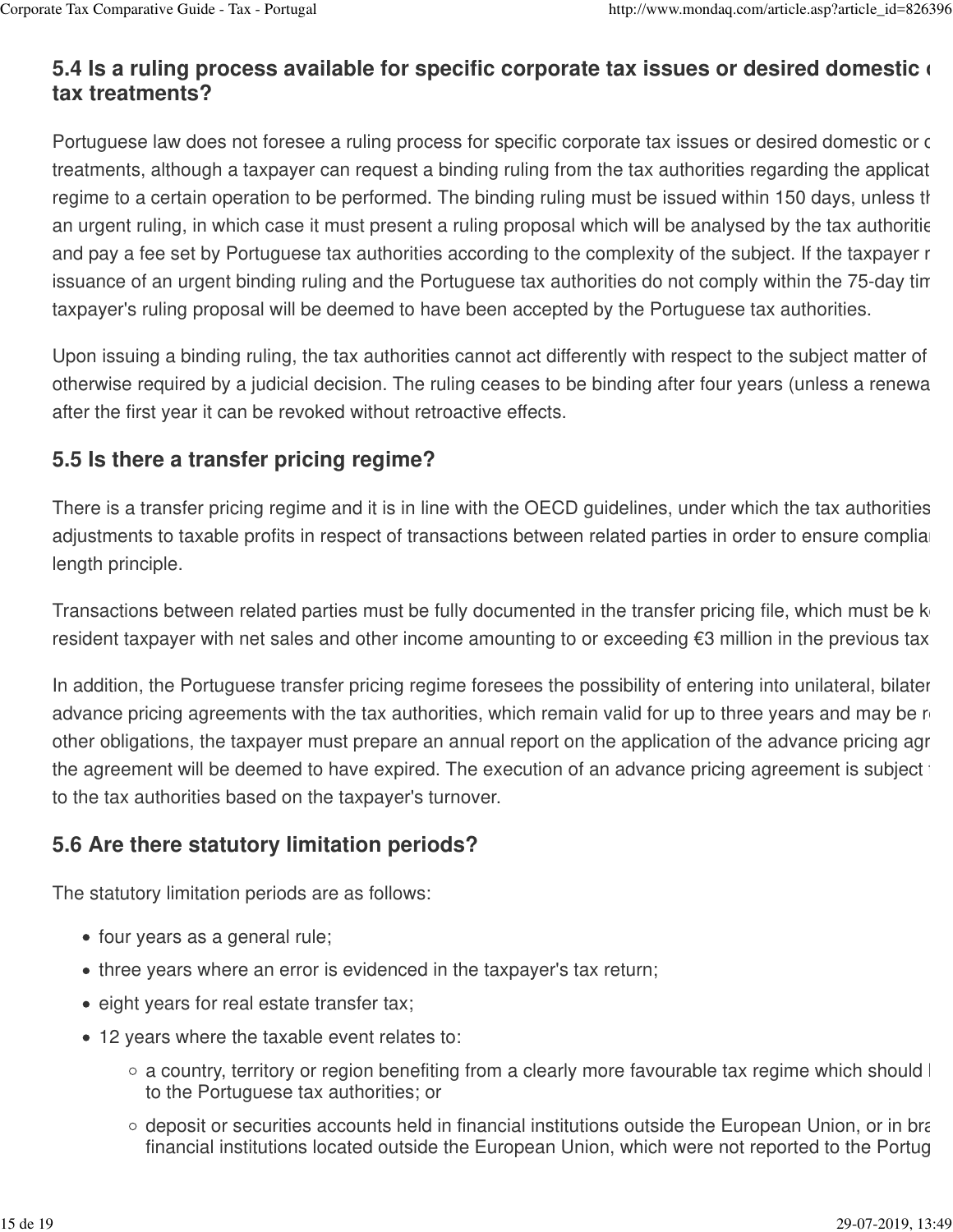## 5.4 Is a ruling process available for specific corporate tax issues or desired domestic o tax treatments?

Portuguese law does not foresee a ruling process for specific corporate tax issues or desired domestic or o treatments, although a taxpayer can request a binding ruling from the tax authorities regarding the applicat regime to a certain operation to be performed. The binding ruling must be issued within 150 days, unless th an urgent ruling, in which case it must present a ruling proposal which will be analysed by the tax authoritie and pay a fee set by Portuguese tax authorities according to the complexity of the subject. If the taxpayer r issuance of an urgent binding ruling and the Portuguese tax authorities do not comply within the 75-day tim taxpayer's ruling proposal will be deemed to have been accepted by the Portuguese tax authorities.

Upon issuing a binding ruling, the tax authorities cannot act differently with respect to the subject matter of otherwise required by a judicial decision. The ruling ceases to be binding after four years (unless a renewa after the first year it can be revoked without retroactive effects.

## 5.5 Is there a transfer pricing regime?

There is a transfer pricing regime and it is in line with the OECD guidelines, under which the tax authorities adjustments to taxable profits in respect of transactions between related parties in order to ensure complia length principle.

Transactions between related parties must be fully documented in the transfer pricing file, which must be k resident taxpayer with net sales and other income amounting to or exceeding €3 million in the previous tax

In addition, the Portuguese transfer pricing regime foresees the possibility of entering into unilateral, bilater advance pricing agreements with the tax authorities, which remain valid for up to three years and may be r other obligations, the taxpayer must prepare an annual report on the application of the advance pricing agr the agreement will be deemed to have expired. The execution of an advance pricing agreement is subject to the tax authorities based on the taxpayer's turnover.

## 5.6 Are there statutory limitation periods?

The statutory limitation periods are as follows:

- four years as a general rule;
- three years where an error is evidenced in the taxpayer's tax return;
- eight years for real estate transfer tax;
- 12 years where the taxable event relates to:
  - a country, territory or region benefiting from a clearly more favourable tax regime which should b to the Portuguese tax authorities; or
  - deposit or securities accounts held in financial institutions outside the European Union, or in bra financial institutions located outside the European Union, which were not reported to the Portug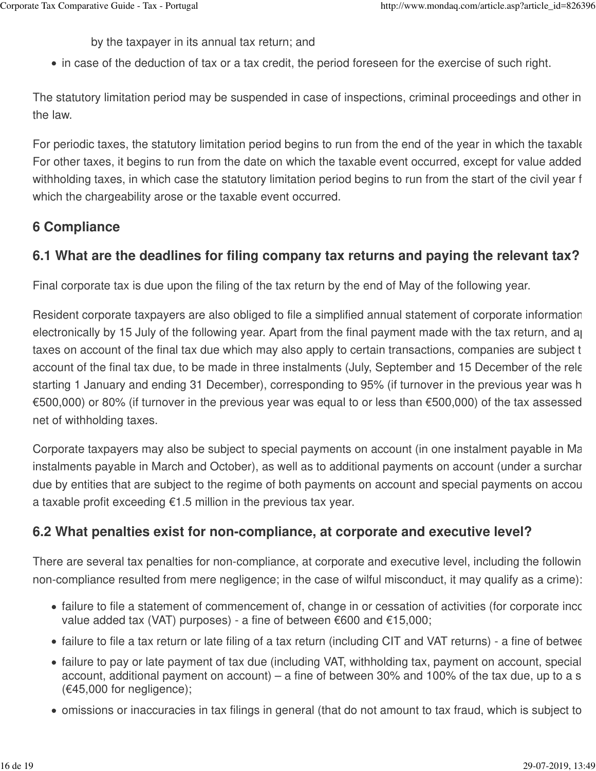by the taxpayer in its annual tax return; and

- in case of the deduction of tax or a tax credit, the period foreseen for the exercise of such right.

The statutory limitation period may be suspended in case of inspections, criminal proceedings and other in the law.

For periodic taxes, the statutory limitation period begins to run from the end of the year in which the taxable For other taxes, it begins to run from the date on which the taxable event occurred, except for value added withholding taxes, in which case the statutory limitation period begins to run from the start of the civil year f which the chargeability arose or the taxable event occurred.

## 6 Compliance

### 6.1 What are the deadlines for filing company tax returns and paying the relevant tax?

Final corporate tax is due upon the filing of the tax return by the end of May of the following year.

Resident corporate taxpayers are also obliged to file a simplified annual statement of corporate information electronically by 15 July of the following year. Apart from the final payment made with the tax return, and ap taxes on account of the final tax due which may also apply to certain transactions, companies are subject t account of the final tax due, to be made in three instalments (July, September and 15 December of the rele starting 1 January and ending 31 December), corresponding to 95% (if turnover in the previous year was h €500,000) or 80% (if turnover in the previous year was equal to or less than €500,000) of the tax assessed net of withholding taxes.

Corporate taxpayers may also be subject to special payments on account (in one instalment payable in Ma instalments payable in March and October), as well as to additional payments on account (under a surchar due by entities that are subject to the regime of both payments on account and special payments on accou a taxable profit exceeding €1.5 million in the previous tax year.

### 6.2 What penalties exist for non-compliance, at corporate and executive level?

There are several tax penalties for non-compliance, at corporate and executive level, including the followin non-compliance resulted from mere negligence; in the case of wilful misconduct, it may qualify as a crime):

- failure to file a statement of commencement of, change in or cessation of activities (for corporate inco value added tax (VAT) purposes) - a fine of between €600 and €15,000;
- failure to file a tax return or late filing of a tax return (including CIT and VAT returns) - a fine of betwee
- failure to pay or late payment of tax due (including VAT, withholding tax, payment on account, special account, additional payment on account) – a fine of between 30% and 100% of the tax due, up to a s (€45,000 for negligence);
- omissions or inaccuracies in tax filings in general (that do not amount to tax fraud, which is subject to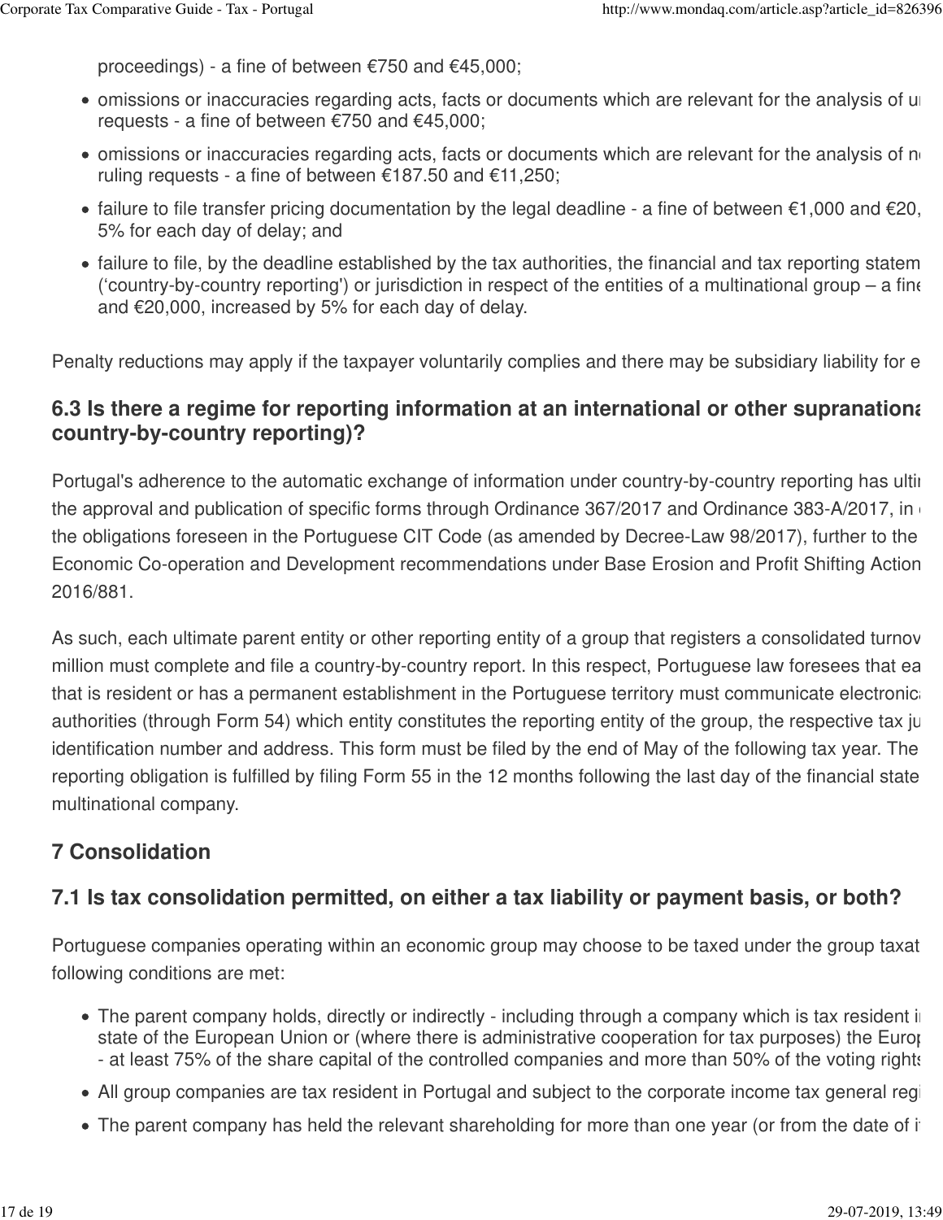proceedings) - a fine of between €750 and €45,000;

- omissions or inaccuracies regarding acts, facts or documents which are relevant for the analysis of u requests - a fine of between €750 and €45,000;
- omissions or inaccuracies regarding acts, facts or documents which are relevant for the analysis of n ruling requests - a fine of between €187.50 and €11,250;
- failure to file transfer pricing documentation by the legal deadline - a fine of between €1,000 and €20, 5% for each day of delay; and
- failure to file, by the deadline established by the tax authorities, the financial and tax reporting statem ('country-by-country reporting') or jurisdiction in respect of the entities of a multinational group – a fine and €20,000, increased by 5% for each day of delay.

Penalty reductions may apply if the taxpayer voluntarily complies and there may be subsidiary liability for e

## 6.3 Is there a regime for reporting information at an international or other supranationa country-by-country reporting)?

Portugal's adherence to the automatic exchange of information under country-by-country reporting has ulti the approval and publication of specific forms through Ordinance 367/2017 and Ordinance 383-A/2017, in the obligations foreseen in the Portuguese CIT Code (as amended by Decree-Law 98/2017), further to the Economic Co-operation and Development recommendations under Base Erosion and Profit Shifting Action 2016/881.

As such, each ultimate parent entity or other reporting entity of a group that registers a consolidated turnov million must complete and file a country-by-country report. In this respect, Portuguese law foresees that ea that is resident or has a permanent establishment in the Portuguese territory must communicate electronic authorities (through Form 54) which entity constitutes the reporting entity of the group, the respective tax ju identification number and address. This form must be filed by the end of May of the following tax year. The reporting obligation is fulfilled by filing Form 55 in the 12 months following the last day of the financial state multinational company.

## 7 Consolidation

### 7.1 Is tax consolidation permitted, on either a tax liability or payment basis, or both?

Portuguese companies operating within an economic group may choose to be taxed under the group taxat following conditions are met:

- The parent company holds, directly or indirectly - including through a company which is tax resident i state of the European Union or (where there is administrative cooperation for tax purposes) the Europ - at least 75% of the share capital of the controlled companies and more than 50% of the voting rights
- All group companies are tax resident in Portugal and subject to the corporate income tax general regi
- The parent company has held the relevant shareholding for more than one year (or from the date of i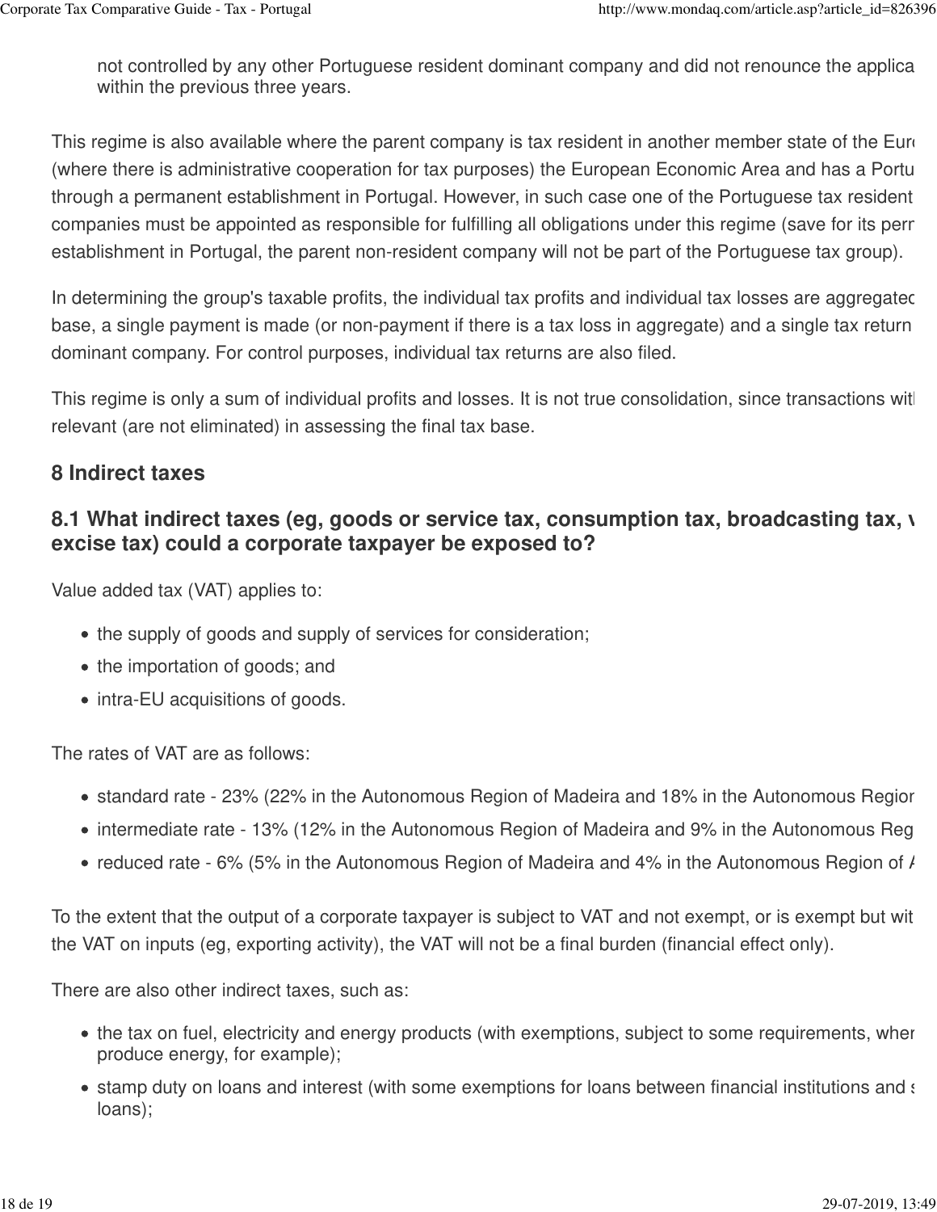not controlled by any other Portuguese resident dominant company and did not renounce the applica within the previous three years.

This regime is also available where the parent company is tax resident in another member state of the Eur (where there is administrative cooperation for tax purposes) the European Economic Area and has a Portu through a permanent establishment in Portugal. However, in such case one of the Portuguese tax resident companies must be appointed as responsible for fulfilling all obligations under this regime (save for its pern establishment in Portugal, the parent non-resident company will not be part of the Portuguese tax group).

In determining the group's taxable profits, the individual tax profits and individual tax losses are aggregatec base, a single payment is made (or non-payment if there is a tax loss in aggregate) and a single tax return dominant company. For control purposes, individual tax returns are also filed.

This regime is only a sum of individual profits and losses. It is not true consolidation, since transactions witl relevant (are not eliminated) in assessing the final tax base.

## 8 Indirect taxes

### 8.1 What indirect taxes (eg, goods or service tax, consumption tax, broadcasting tax, v excise tax) could a corporate taxpayer be exposed to?

Value added tax (VAT) applies to:

- the supply of goods and supply of services for consideration;
- the importation of goods; and
- intra-EU acquisitions of goods.

The rates of VAT are as follows:

- standard rate - 23% (22% in the Autonomous Region of Madeira and 18% in the Autonomous Region
- intermediate rate - 13% (12% in the Autonomous Region of Madeira and 9% in the Autonomous Reg
- reduced rate - 6% (5% in the Autonomous Region of Madeira and 4% in the Autonomous Region of A

To the extent that the output of a corporate taxpayer is subject to VAT and not exempt, or is exempt but wit the VAT on inputs (eg, exporting activity), the VAT will not be a final burden (financial effect only).

There are also other indirect taxes, such as:

- the tax on fuel, electricity and energy products (with exemptions, subject to some requirements, wher produce energy, for example);
- stamp duty on loans and interest (with some exemptions for loans between financial institutions and s loans);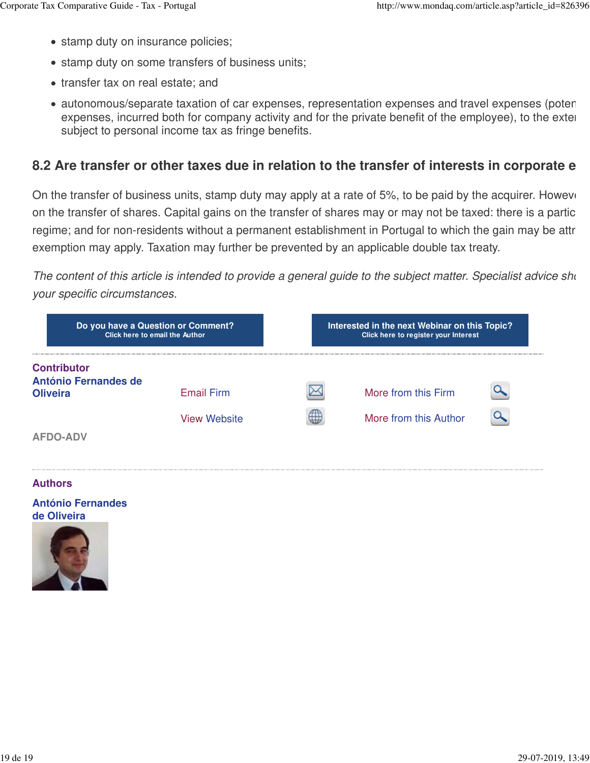- stamp duty on insurance policies;
- stamp duty on some transfers of business units;
- transfer tax on real estate; and
- autonomous/separate taxation of car expenses, representation expenses and travel expenses (poten expenses, incurred both for company activity and for the private benefit of the employee), to the exte subject to personal income tax as fringe benefits.

## 8.2 Are transfer or other taxes due in relation to the transfer of interests in corporate e

On the transfer of business units, stamp duty may apply at a rate of 5%, to be paid by the acquirer. Howev on the transfer of shares. Capital gains on the transfer of shares may or may not be taxed: there is a partic regime; and for non-residents without a permanent establishment in Portugal to which the gain may be attr exemption may apply. Taxation may further be prevented by an applicable double tax treaty.

*The content of this article is intended to provide a general guide to the subject matter. Specialist advice sh your specific circumstances.*

**Do you have a Question or Comment?**
Click here to email the Author

**Interested in the next Webinar on this Topic?**
Click here to register your Interest

**Contributor**

**António Fernandes de Oliveira**

Email Firm

View Website

More from this Firm

More from this Author

**AFDO-ADV**

**Authors**

**António Fernandes de Oliveira**